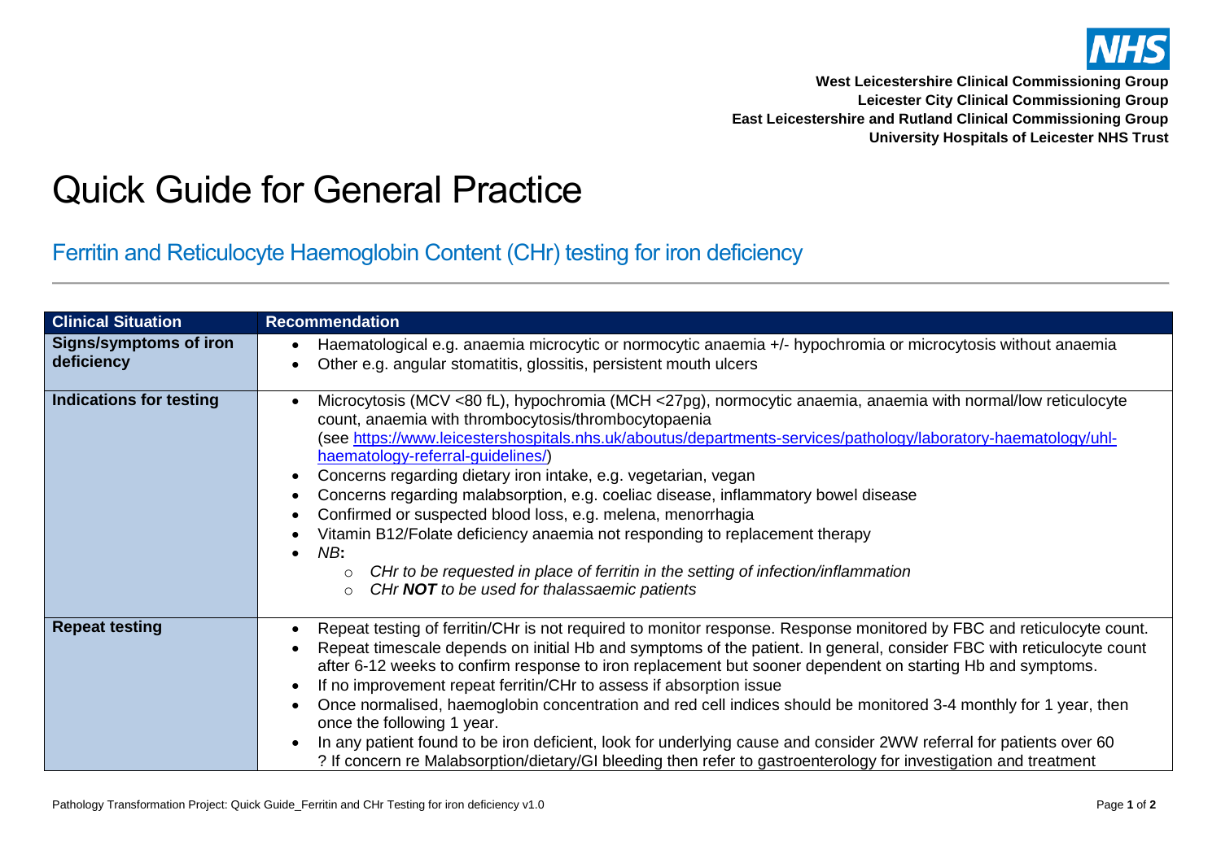West Leicestershire Clinical Commissioning Group
Leicester City Clinical Commissioning Group
East Leicestershire and Rutland Clinical Commissioning Group
University Hospitals of Leicester NHS Trust

# Quick Guide for General Practice

## Ferritin and Reticulocyte Haemoglobin Content (CHr) testing for iron deficiency

| Clinical Situation | Recommendation |
|---|---|
| **Signs/symptoms of iron deficiency** | • Haematological e.g. anaemia microcytic or normocytic anaemia +/- hypochromia or microcytosis without anaemia<br>• Other e.g. angular stomatitis, glossitis, persistent mouth ulcers |
| **Indications for testing** | • Microcytosis (MCV <80 fL), hypochromia (MCH <27pg), normocytic anaemia, anaemia with normal/low reticulocyte count, anaemia with thrombocytosis/thrombocytopaenia (see [https://www.leicestershospitals.nhs.uk/aboutus/departments-services/pathology/laboratory-haematology/uhl-haematology-referral-guidelines/](https://www.leicestershospitals.nhs.uk/aboutus/departments-services/pathology/laboratory-haematology/uhl-haematology-referral-guidelines/))<br>• Concerns regarding dietary iron intake, e.g. vegetarian, vegan<br>• Concerns regarding malabsorption, e.g. coeliac disease, inflammatory bowel disease<br>• Confirmed or suspected blood loss, e.g. melena, menorrhagia<br>• Vitamin B12/Folate deficiency anaemia not responding to replacement therapy<br>• *NB*:<br>  ○ *CHr to be requested in place of ferritin in the setting of infection/inflammation*<br>  ○ *CHr **NOT** to be used for thalassaemic patients* |
| **Repeat testing** | • Repeat testing of ferritin/CHr is not required to monitor response. Response monitored by FBC and reticulocyte count.<br>• Repeat timescale depends on initial Hb and symptoms of the patient. In general, consider FBC with reticulocyte count after 6-12 weeks to confirm response to iron replacement but sooner dependent on starting Hb and symptoms.<br>• If no improvement repeat ferritin/CHr to assess if absorption issue<br>• Once normalised, haemoglobin concentration and red cell indices should be monitored 3-4 monthly for 1 year, then once the following 1 year.<br>• In any patient found to be iron deficient, look for underlying cause and consider 2WW referral for patients over 60 ? If concern re Malabsorption/dietary/GI bleeding then refer to gastroenterology for investigation and treatment |

Pathology Transformation Project: Quick Guide_Ferritin and CHr Testing for iron deficiency v1.0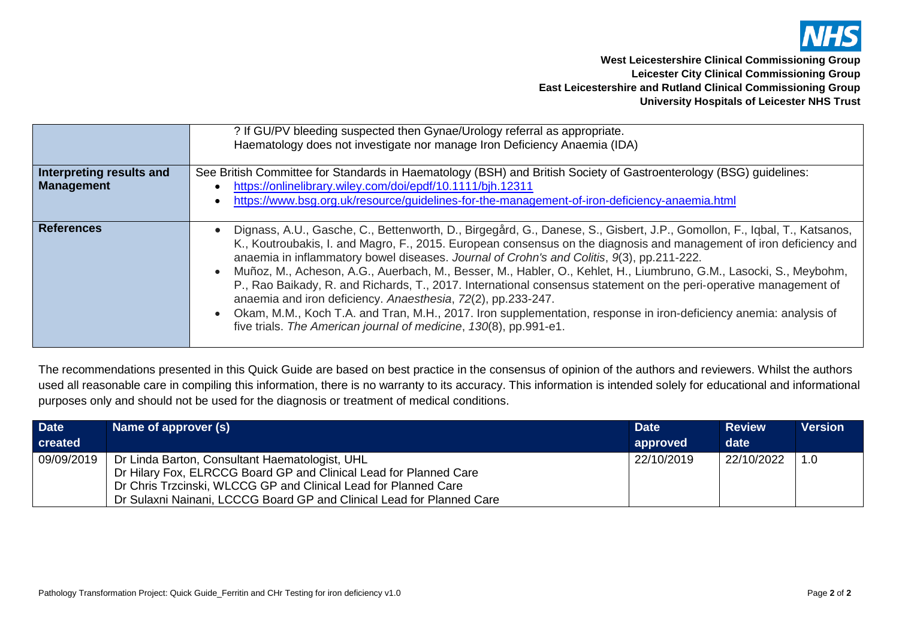West Leicestershire Clinical Commissioning Group
Leicester City Clinical Commissioning Group
East Leicestershire and Rutland Clinical Commissioning Group
University Hospitals of Leicester NHS Trust

| | |
|---|---|
| | ? If GU/PV bleeding suspected then Gynae/Urology referral as appropriate.<br>Haematology does not investigate nor manage Iron Deficiency Anaemia (IDA) |
| **Interpreting results and Management** | See British Committee for Standards in Haematology (BSH) and British Society of Gastroenterology (BSG) guidelines:<br>• https://onlinelibrary.wiley.com/doi/epdf/10.1111/bjh.12311<br>• https://www.bsg.org.uk/resource/guidelines-for-the-management-of-iron-deficiency-anaemia.html |
| **References** | • Dignass, A.U., Gasche, C., Bettenworth, D., Birgegård, G., Danese, S., Gisbert, J.P., Gomollon, F., Iqbal, T., Katsanos, K., Koutroubakis, I. and Magro, F., 2015. European consensus on the diagnosis and management of iron deficiency and anaemia in inflammatory bowel diseases. *Journal of Crohn's and Colitis*, *9*(3), pp.211-222.<br>• Muñoz, M., Acheson, A.G., Auerbach, M., Besser, M., Habler, O., Kehlet, H., Liumbruno, G.M., Lasocki, S., Meybohm, P., Rao Baikady, R. and Richards, T., 2017. International consensus statement on the peri-operative management of anaemia and iron deficiency. *Anaesthesia*, *72*(2), pp.233-247.<br>• Okam, M.M., Koch T.A. and Tran, M.H., 2017. Iron supplementation, response in iron-deficiency anemia: analysis of five trials. *The American journal of medicine*, *130*(8), pp.991-e1. |

The recommendations presented in this Quick Guide are based on best practice in the consensus of opinion of the authors and reviewers. Whilst the authors used all reasonable care in compiling this information, there is no warranty to its accuracy. This information is intended solely for educational and informational purposes only and should not be used for the diagnosis or treatment of medical conditions.

| Date created | Name of approver (s) | Date approved | Review date | Version |
|---|---|---|---|---|
| 09/09/2019 | Dr Linda Barton, Consultant Haematologist, UHL<br>Dr Hilary Fox, ELRCCG Board GP and Clinical Lead for Planned Care<br>Dr Chris Trzcinski, WLCCG GP and Clinical Lead for Planned Care<br>Dr Sulaxni Nainani, LCCCG Board GP and Clinical Lead for Planned Care | 22/10/2019 | 22/10/2022 | 1.0 |

Pathology Transformation Project: Quick Guide_Ferritin and CHr Testing for iron deficiency v1.0